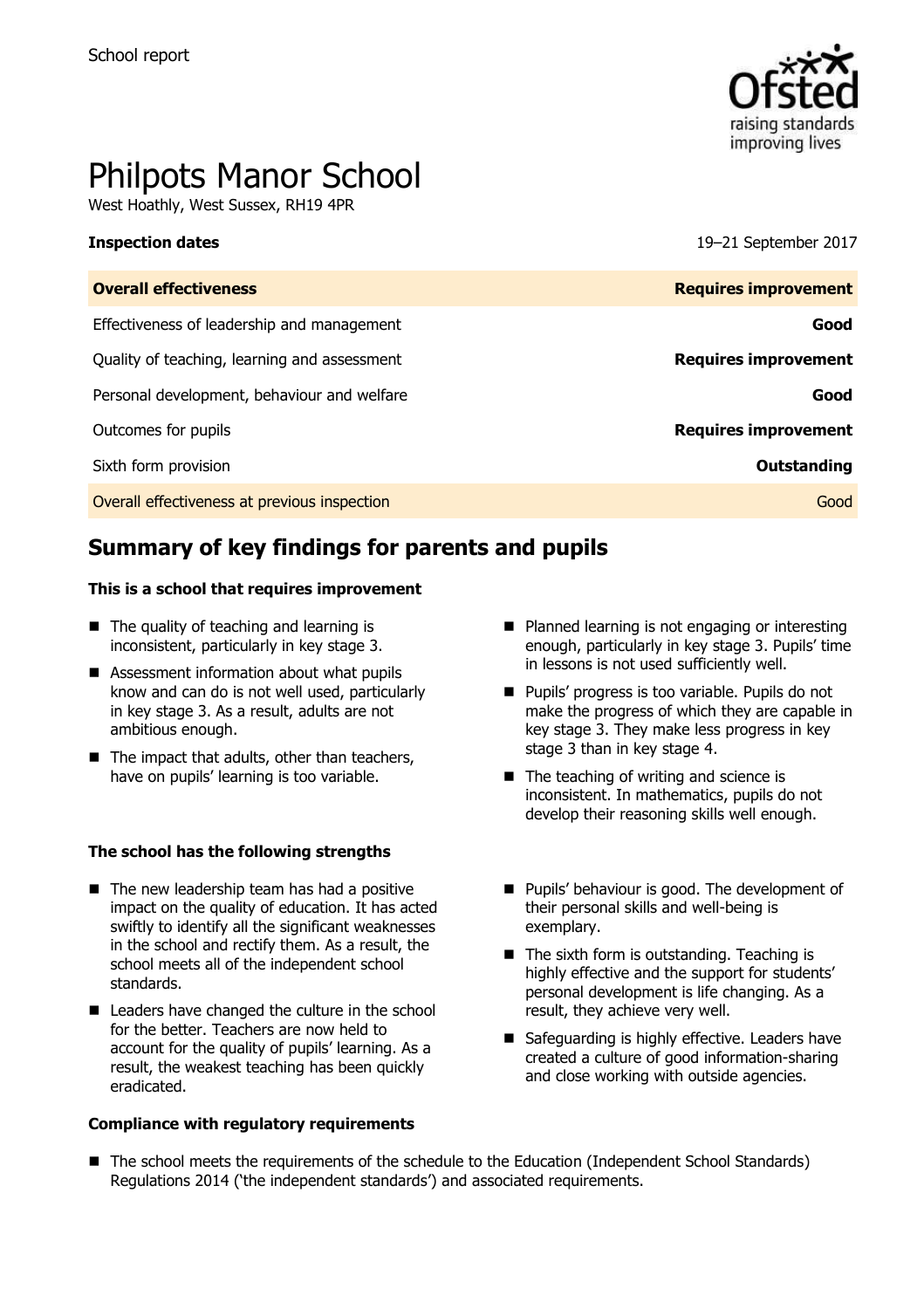School report

# Philpots Manor School

West Hoathly, West Sussex, RH19 4PR

| **Inspection dates** | 19–21 September 2017 |
|---|---|
| **Overall effectiveness** | **Requires improvement** |
| Effectiveness of leadership and management | **Good** |
| Quality of teaching, learning and assessment | **Requires improvement** |
| Personal development, behaviour and welfare | **Good** |
| Outcomes for pupils | **Requires improvement** |
| Sixth form provision | **Outstanding** |
| Overall effectiveness at previous inspection | Good |

## Summary of key findings for parents and pupils

### This is a school that requires improvement

- The quality of teaching and learning is inconsistent, particularly in key stage 3.
- Assessment information about what pupils know and can do is not well used, particularly in key stage 3. As a result, adults are not ambitious enough.
- The impact that adults, other than teachers, have on pupils' learning is too variable.
- Planned learning is not engaging or interesting enough, particularly in key stage 3. Pupils' time in lessons is not used sufficiently well.
- Pupils' progress is too variable. Pupils do not make the progress of which they are capable in key stage 3. They make less progress in key stage 3 than in key stage 4.
- The teaching of writing and science is inconsistent. In mathematics, pupils do not develop their reasoning skills well enough.

### The school has the following strengths

- The new leadership team has had a positive impact on the quality of education. It has acted swiftly to identify all the significant weaknesses in the school and rectify them. As a result, the school meets all of the independent school standards.
- Leaders have changed the culture in the school for the better. Teachers are now held to account for the quality of pupils' learning. As a result, the weakest teaching has been quickly eradicated.
- Pupils' behaviour is good. The development of their personal skills and well-being is exemplary.
- The sixth form is outstanding. Teaching is highly effective and the support for students' personal development is life changing. As a result, they achieve very well.
- Safeguarding is highly effective. Leaders have created a culture of good information-sharing and close working with outside agencies.

### Compliance with regulatory requirements

- The school meets the requirements of the schedule to the Education (Independent School Standards) Regulations 2014 ('the independent standards') and associated requirements.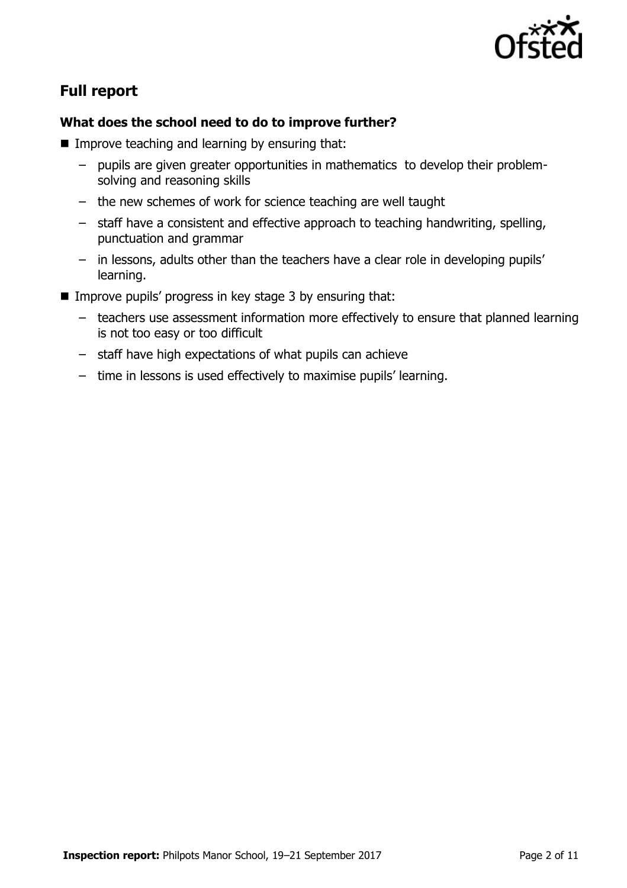## Full report

### What does the school need to do to improve further?

- Improve teaching and learning by ensuring that:
  - pupils are given greater opportunities in mathematics to develop their problem-solving and reasoning skills
  - the new schemes of work for science teaching are well taught
  - staff have a consistent and effective approach to teaching handwriting, spelling, punctuation and grammar
  - in lessons, adults other than the teachers have a clear role in developing pupils' learning.
- Improve pupils' progress in key stage 3 by ensuring that:
  - teachers use assessment information more effectively to ensure that planned learning is not too easy or too difficult
  - staff have high expectations of what pupils can achieve
  - time in lessons is used effectively to maximise pupils' learning.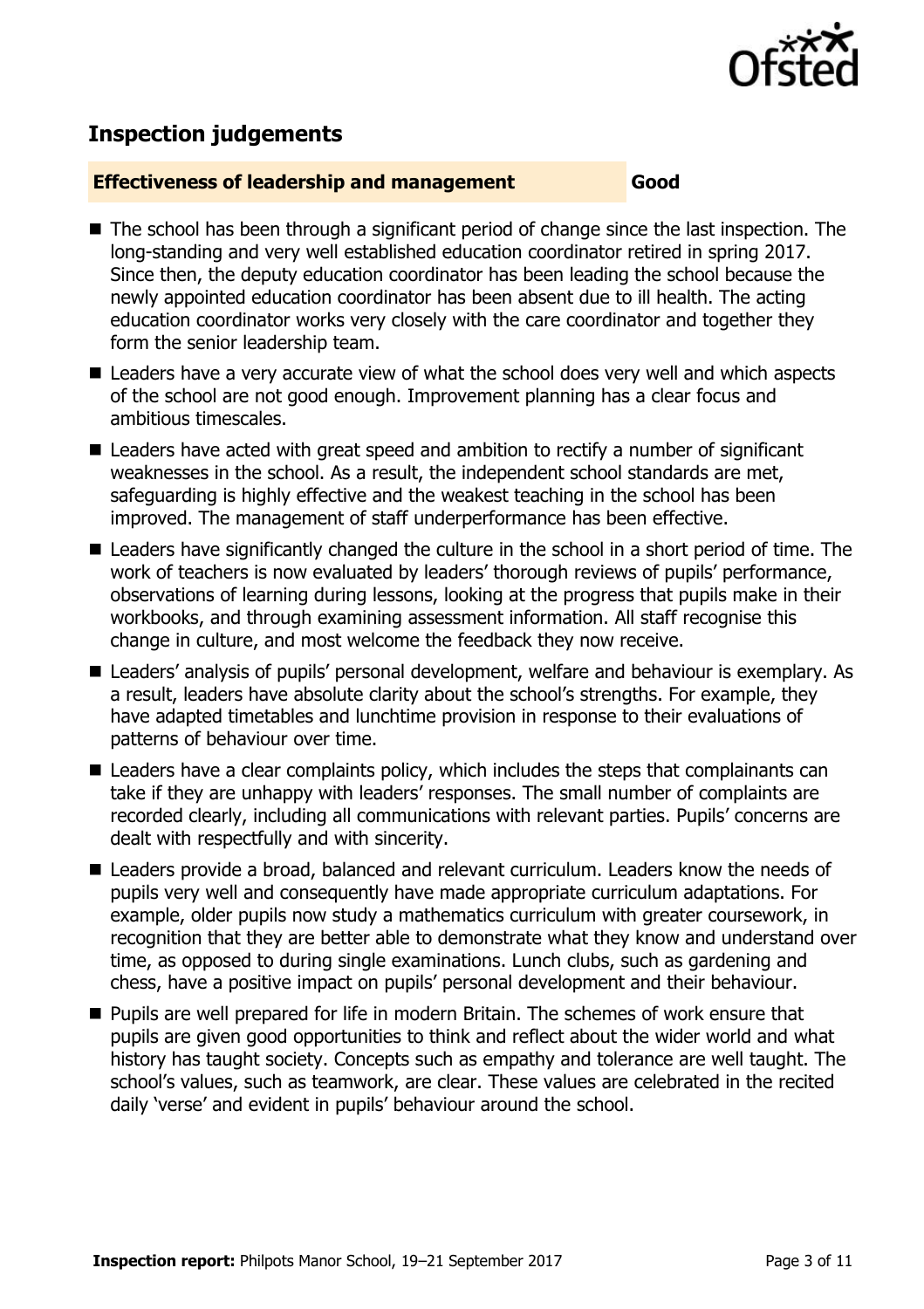## Inspection judgements

**Effectiveness of leadership and management** **Good**

- The school has been through a significant period of change since the last inspection. The long-standing and very well established education coordinator retired in spring 2017. Since then, the deputy education coordinator has been leading the school because the newly appointed education coordinator has been absent due to ill health. The acting education coordinator works very closely with the care coordinator and together they form the senior leadership team.
- Leaders have a very accurate view of what the school does very well and which aspects of the school are not good enough. Improvement planning has a clear focus and ambitious timescales.
- Leaders have acted with great speed and ambition to rectify a number of significant weaknesses in the school. As a result, the independent school standards are met, safeguarding is highly effective and the weakest teaching in the school has been improved. The management of staff underperformance has been effective.
- Leaders have significantly changed the culture in the school in a short period of time. The work of teachers is now evaluated by leaders' thorough reviews of pupils' performance, observations of learning during lessons, looking at the progress that pupils make in their workbooks, and through examining assessment information. All staff recognise this change in culture, and most welcome the feedback they now receive.
- Leaders' analysis of pupils' personal development, welfare and behaviour is exemplary. As a result, leaders have absolute clarity about the school's strengths. For example, they have adapted timetables and lunchtime provision in response to their evaluations of patterns of behaviour over time.
- Leaders have a clear complaints policy, which includes the steps that complainants can take if they are unhappy with leaders' responses. The small number of complaints are recorded clearly, including all communications with relevant parties. Pupils' concerns are dealt with respectfully and with sincerity.
- Leaders provide a broad, balanced and relevant curriculum. Leaders know the needs of pupils very well and consequently have made appropriate curriculum adaptations. For example, older pupils now study a mathematics curriculum with greater coursework, in recognition that they are better able to demonstrate what they know and understand over time, as opposed to during single examinations. Lunch clubs, such as gardening and chess, have a positive impact on pupils' personal development and their behaviour.
- Pupils are well prepared for life in modern Britain. The schemes of work ensure that pupils are given good opportunities to think and reflect about the wider world and what history has taught society. Concepts such as empathy and tolerance are well taught. The school's values, such as teamwork, are clear. These values are celebrated in the recited daily 'verse' and evident in pupils' behaviour around the school.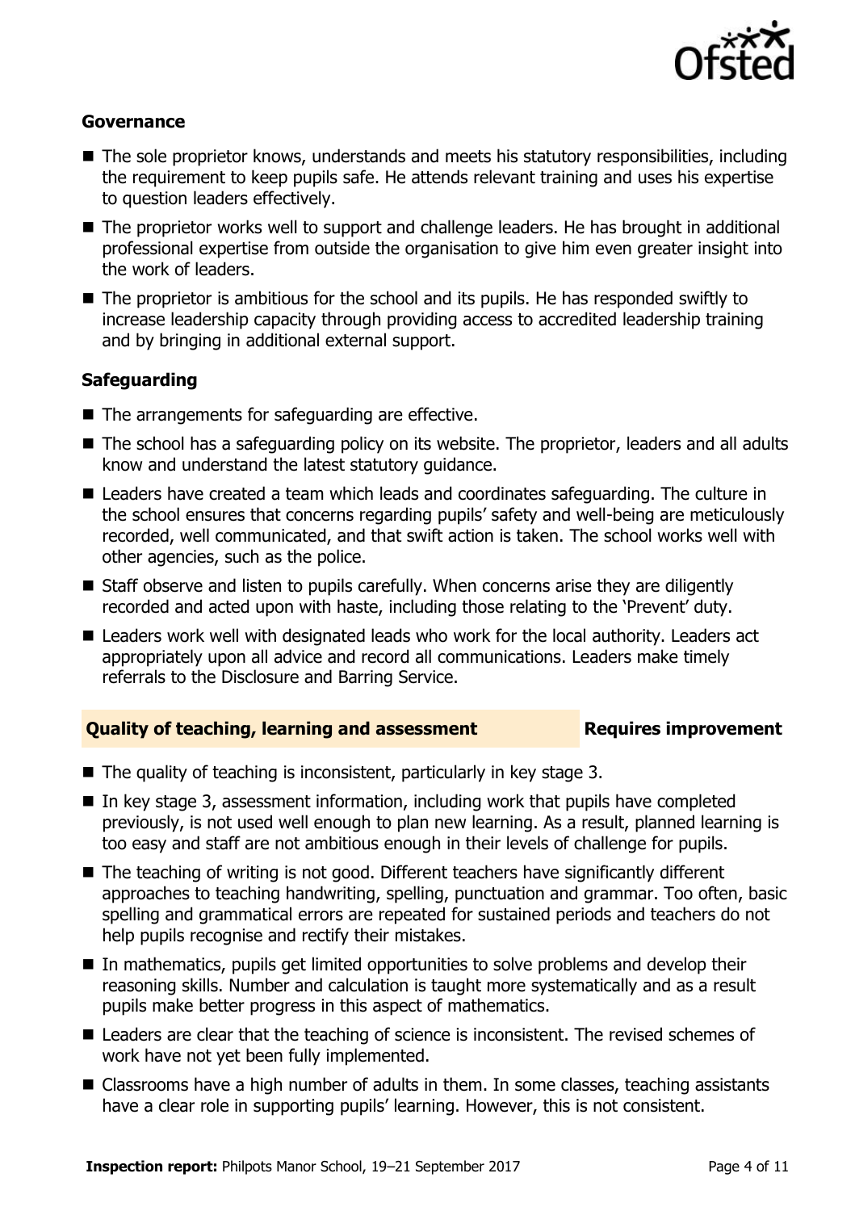### Governance

- The sole proprietor knows, understands and meets his statutory responsibilities, including the requirement to keep pupils safe. He attends relevant training and uses his expertise to question leaders effectively.
- The proprietor works well to support and challenge leaders. He has brought in additional professional expertise from outside the organisation to give him even greater insight into the work of leaders.
- The proprietor is ambitious for the school and its pupils. He has responded swiftly to increase leadership capacity through providing access to accredited leadership training and by bringing in additional external support.

### Safeguarding

- The arrangements for safeguarding are effective.
- The school has a safeguarding policy on its website. The proprietor, leaders and all adults know and understand the latest statutory guidance.
- Leaders have created a team which leads and coordinates safeguarding. The culture in the school ensures that concerns regarding pupils' safety and well-being are meticulously recorded, well communicated, and that swift action is taken. The school works well with other agencies, such as the police.
- Staff observe and listen to pupils carefully. When concerns arise they are diligently recorded and acted upon with haste, including those relating to the 'Prevent' duty.
- Leaders work well with designated leads who work for the local authority. Leaders act appropriately upon all advice and record all communications. Leaders make timely referrals to the Disclosure and Barring Service.

## Quality of teaching, learning and assessment — Requires improvement

- The quality of teaching is inconsistent, particularly in key stage 3.
- In key stage 3, assessment information, including work that pupils have completed previously, is not used well enough to plan new learning. As a result, planned learning is too easy and staff are not ambitious enough in their levels of challenge for pupils.
- The teaching of writing is not good. Different teachers have significantly different approaches to teaching handwriting, spelling, punctuation and grammar. Too often, basic spelling and grammatical errors are repeated for sustained periods and teachers do not help pupils recognise and rectify their mistakes.
- In mathematics, pupils get limited opportunities to solve problems and develop their reasoning skills. Number and calculation is taught more systematically and as a result pupils make better progress in this aspect of mathematics.
- Leaders are clear that the teaching of science is inconsistent. The revised schemes of work have not yet been fully implemented.
- Classrooms have a high number of adults in them. In some classes, teaching assistants have a clear role in supporting pupils' learning. However, this is not consistent.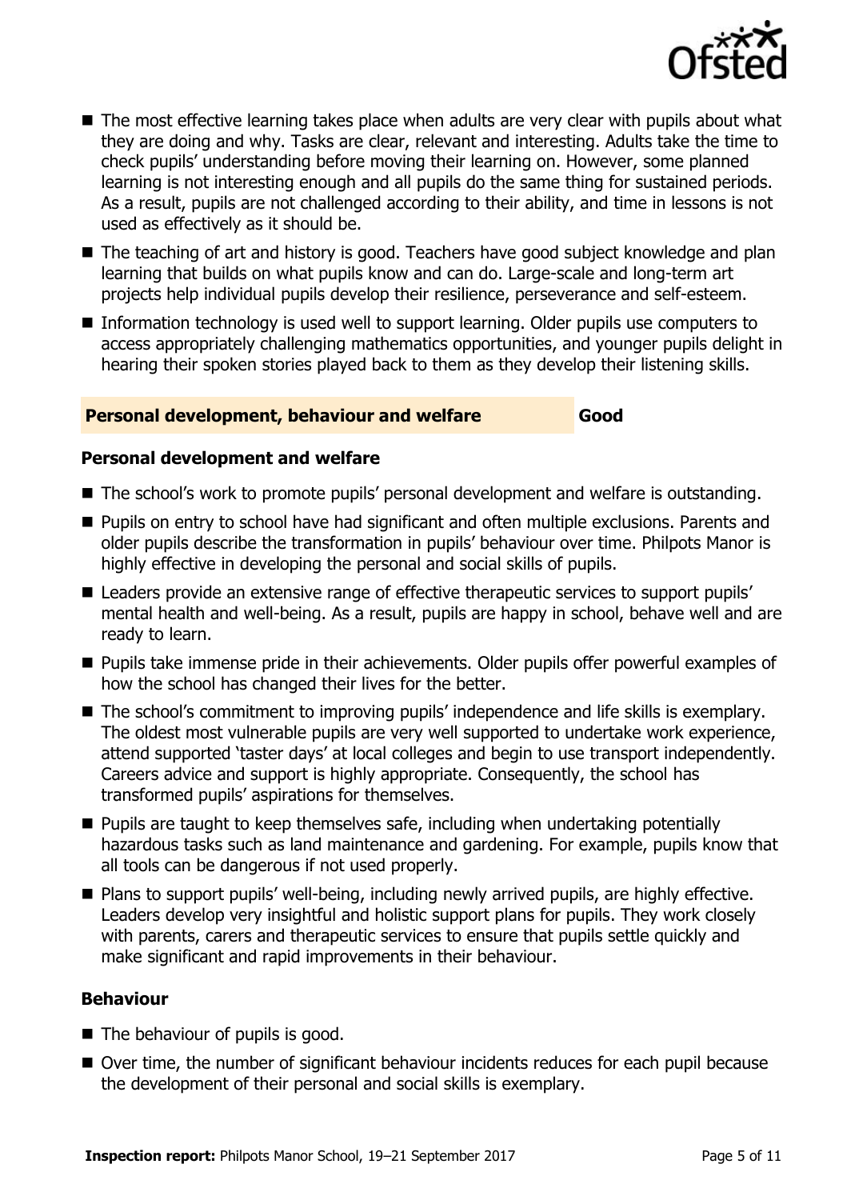- The most effective learning takes place when adults are very clear with pupils about what they are doing and why. Tasks are clear, relevant and interesting. Adults take the time to check pupils' understanding before moving their learning on. However, some planned learning is not interesting enough and all pupils do the same thing for sustained periods. As a result, pupils are not challenged according to their ability, and time in lessons is not used as effectively as it should be.
- The teaching of art and history is good. Teachers have good subject knowledge and plan learning that builds on what pupils know and can do. Large-scale and long-term art projects help individual pupils develop their resilience, perseverance and self-esteem.
- Information technology is used well to support learning. Older pupils use computers to access appropriately challenging mathematics opportunities, and younger pupils delight in hearing their spoken stories played back to them as they develop their listening skills.

## Personal development, behaviour and welfare — Good

### Personal development and welfare

- The school's work to promote pupils' personal development and welfare is outstanding.
- Pupils on entry to school have had significant and often multiple exclusions. Parents and older pupils describe the transformation in pupils' behaviour over time. Philpots Manor is highly effective in developing the personal and social skills of pupils.
- Leaders provide an extensive range of effective therapeutic services to support pupils' mental health and well-being. As a result, pupils are happy in school, behave well and are ready to learn.
- Pupils take immense pride in their achievements. Older pupils offer powerful examples of how the school has changed their lives for the better.
- The school's commitment to improving pupils' independence and life skills is exemplary. The oldest most vulnerable pupils are very well supported to undertake work experience, attend supported 'taster days' at local colleges and begin to use transport independently. Careers advice and support is highly appropriate. Consequently, the school has transformed pupils' aspirations for themselves.
- Pupils are taught to keep themselves safe, including when undertaking potentially hazardous tasks such as land maintenance and gardening. For example, pupils know that all tools can be dangerous if not used properly.
- Plans to support pupils' well-being, including newly arrived pupils, are highly effective. Leaders develop very insightful and holistic support plans for pupils. They work closely with parents, carers and therapeutic services to ensure that pupils settle quickly and make significant and rapid improvements in their behaviour.

### Behaviour

- The behaviour of pupils is good.
- Over time, the number of significant behaviour incidents reduces for each pupil because the development of their personal and social skills is exemplary.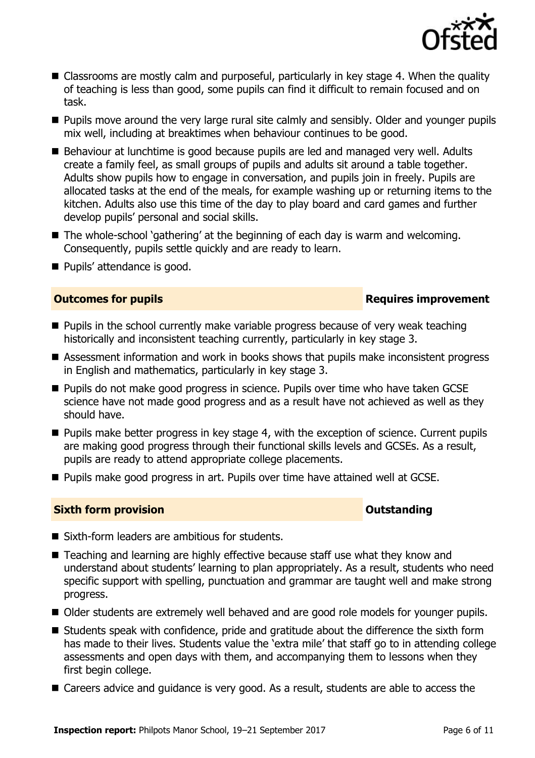- Classrooms are mostly calm and purposeful, particularly in key stage 4. When the quality of teaching is less than good, some pupils can find it difficult to remain focused and on task.
- Pupils move around the very large rural site calmly and sensibly. Older and younger pupils mix well, including at breaktimes when behaviour continues to be good.
- Behaviour at lunchtime is good because pupils are led and managed very well. Adults create a family feel, as small groups of pupils and adults sit around a table together. Adults show pupils how to engage in conversation, and pupils join in freely. Pupils are allocated tasks at the end of the meals, for example washing up or returning items to the kitchen. Adults also use this time of the day to play board and card games and further develop pupils' personal and social skills.
- The whole-school 'gathering' at the beginning of each day is warm and welcoming. Consequently, pupils settle quickly and are ready to learn.
- Pupils' attendance is good.

## Outcomes for pupils — Requires improvement

- Pupils in the school currently make variable progress because of very weak teaching historically and inconsistent teaching currently, particularly in key stage 3.
- Assessment information and work in books shows that pupils make inconsistent progress in English and mathematics, particularly in key stage 3.
- Pupils do not make good progress in science. Pupils over time who have taken GCSE science have not made good progress and as a result have not achieved as well as they should have.
- Pupils make better progress in key stage 4, with the exception of science. Current pupils are making good progress through their functional skills levels and GCSEs. As a result, pupils are ready to attend appropriate college placements.
- Pupils make good progress in art. Pupils over time have attained well at GCSE.

## Sixth form provision — Outstanding

- Sixth-form leaders are ambitious for students.
- Teaching and learning are highly effective because staff use what they know and understand about students' learning to plan appropriately. As a result, students who need specific support with spelling, punctuation and grammar are taught well and make strong progress.
- Older students are extremely well behaved and are good role models for younger pupils.
- Students speak with confidence, pride and gratitude about the difference the sixth form has made to their lives. Students value the 'extra mile' that staff go to in attending college assessments and open days with them, and accompanying them to lessons when they first begin college.
- Careers advice and guidance is very good. As a result, students are able to access the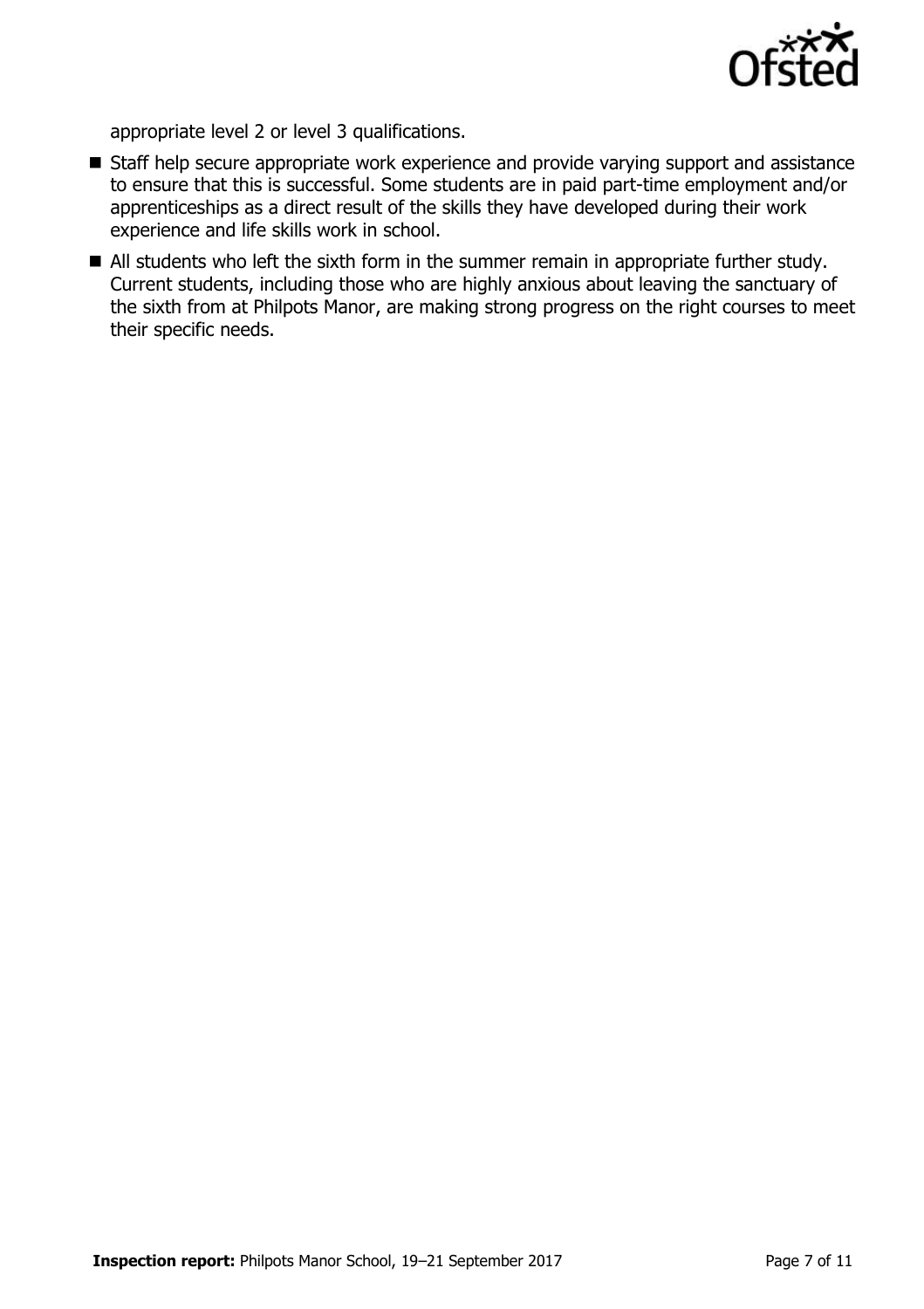appropriate level 2 or level 3 qualifications.

- Staff help secure appropriate work experience and provide varying support and assistance to ensure that this is successful. Some students are in paid part-time employment and/or apprenticeships as a direct result of the skills they have developed during their work experience and life skills work in school.
- All students who left the sixth form in the summer remain in appropriate further study. Current students, including those who are highly anxious about leaving the sanctuary of the sixth from at Philpots Manor, are making strong progress on the right courses to meet their specific needs.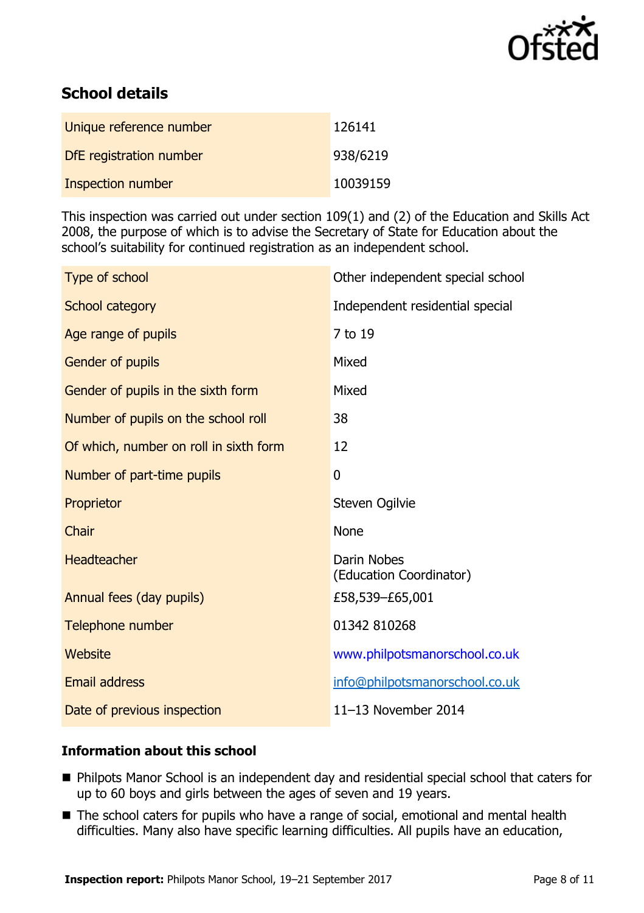## School details

| Unique reference number | 126141 |
| --- | --- |
| DfE registration number | 938/6219 |
| Inspection number | 10039159 |

This inspection was carried out under section 109(1) and (2) of the Education and Skills Act 2008, the purpose of which is to advise the Secretary of State for Education about the school's suitability for continued registration as an independent school.

| Type of school | Other independent special school |
| --- | --- |
| School category | Independent residential special |
| Age range of pupils | 7 to 19 |
| Gender of pupils | Mixed |
| Gender of pupils in the sixth form | Mixed |
| Number of pupils on the school roll | 38 |
| Of which, number on roll in sixth form | 12 |
| Number of part-time pupils | 0 |
| Proprietor | Steven Ogilvie |
| Chair | None |
| Headteacher | Darin Nobes (Education Coordinator) |
| Annual fees (day pupils) | £58,539–£65,001 |
| Telephone number | 01342 810268 |
| Website | www.philpotsmanorschool.co.uk |
| Email address | info@philpotsmanorschool.co.uk |
| Date of previous inspection | 11–13 November 2014 |

### Information about this school

- Philpots Manor School is an independent day and residential special school that caters for up to 60 boys and girls between the ages of seven and 19 years.
- The school caters for pupils who have a range of social, emotional and mental health difficulties. Many also have specific learning difficulties. All pupils have an education,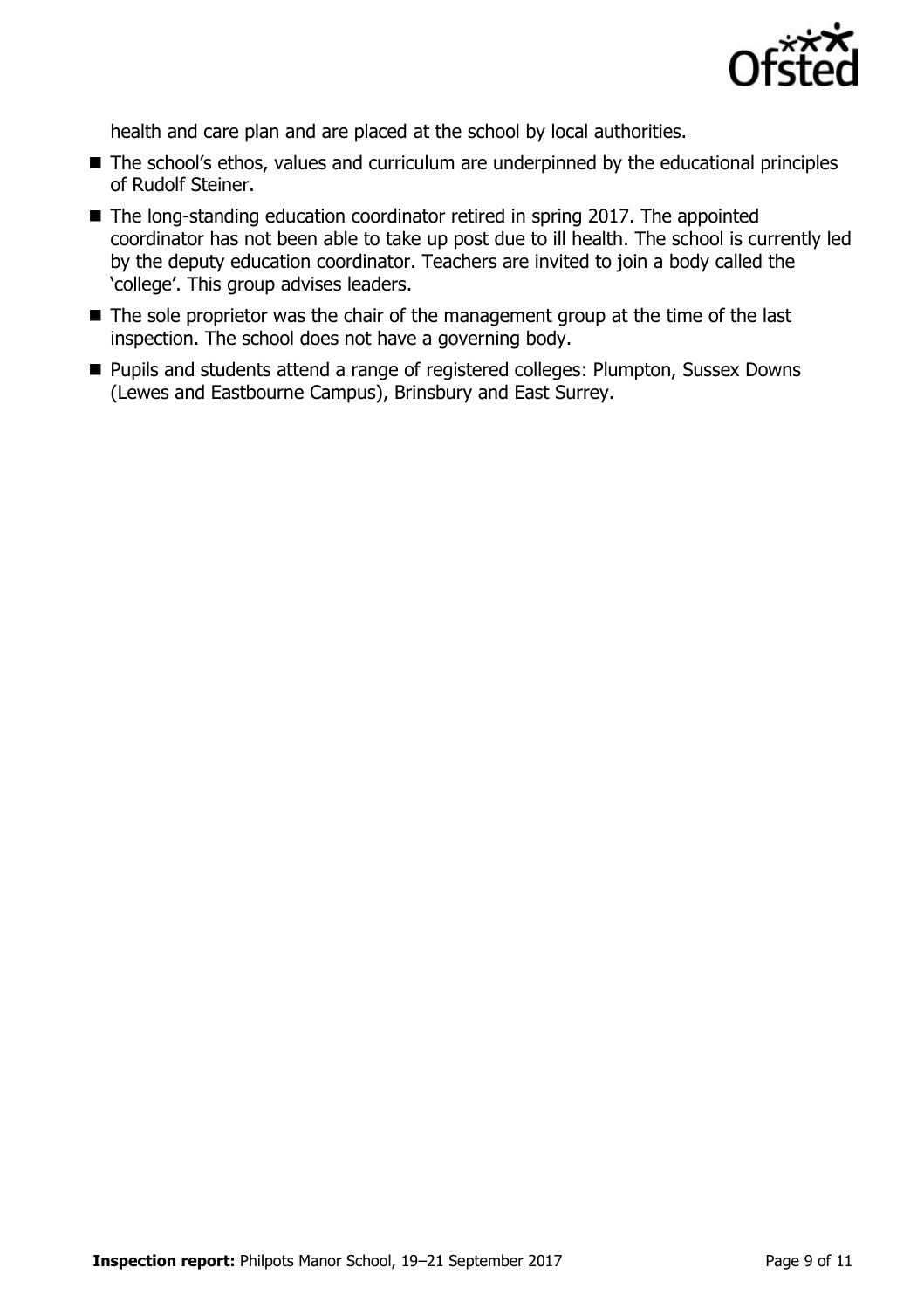health and care plan and are placed at the school by local authorities.

- The school's ethos, values and curriculum are underpinned by the educational principles of Rudolf Steiner.
- The long-standing education coordinator retired in spring 2017. The appointed coordinator has not been able to take up post due to ill health. The school is currently led by the deputy education coordinator. Teachers are invited to join a body called the 'college'. This group advises leaders.
- The sole proprietor was the chair of the management group at the time of the last inspection. The school does not have a governing body.
- Pupils and students attend a range of registered colleges: Plumpton, Sussex Downs (Lewes and Eastbourne Campus), Brinsbury and East Surrey.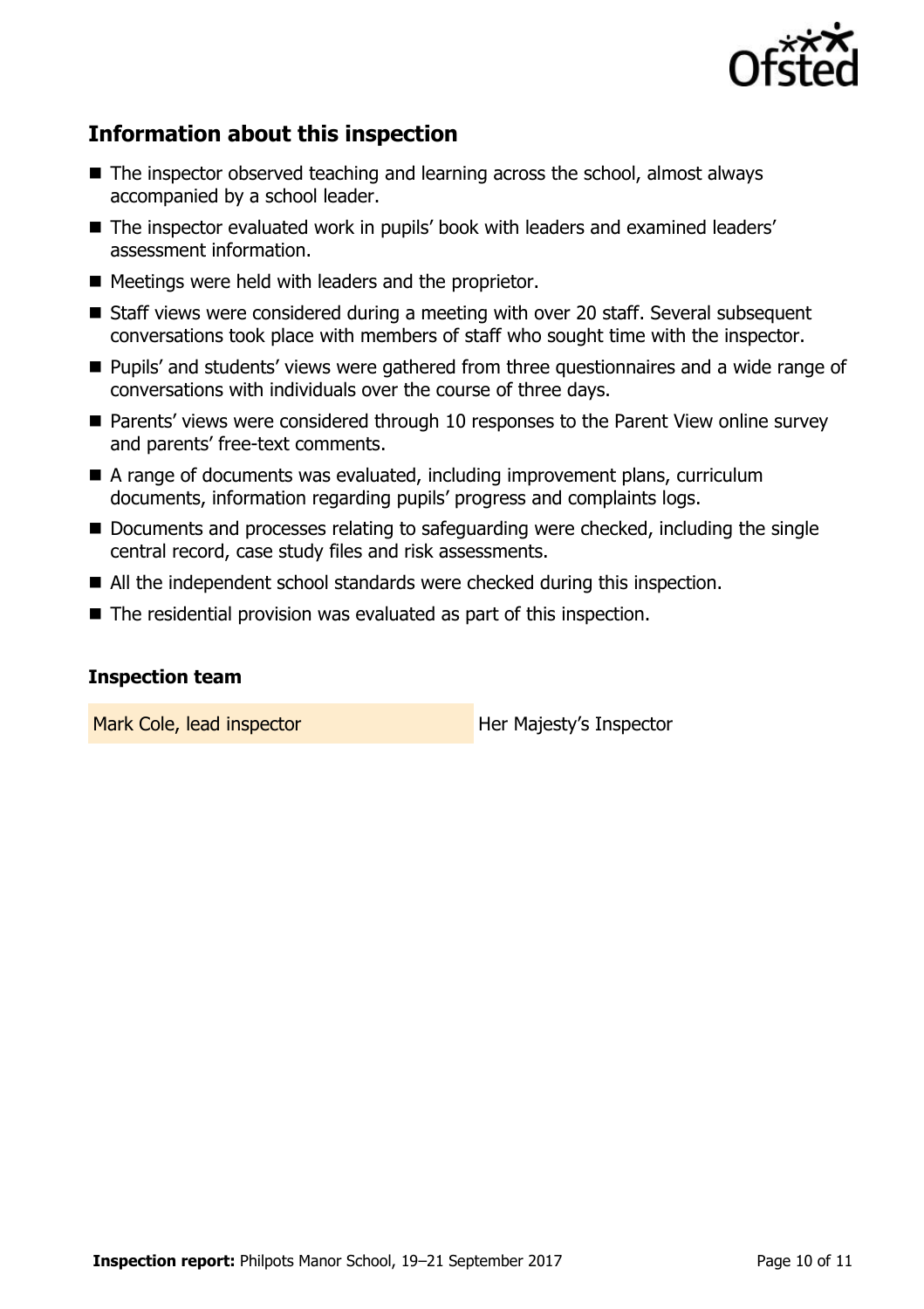## Information about this inspection

- The inspector observed teaching and learning across the school, almost always accompanied by a school leader.
- The inspector evaluated work in pupils' book with leaders and examined leaders' assessment information.
- Meetings were held with leaders and the proprietor.
- Staff views were considered during a meeting with over 20 staff. Several subsequent conversations took place with members of staff who sought time with the inspector.
- Pupils' and students' views were gathered from three questionnaires and a wide range of conversations with individuals over the course of three days.
- Parents' views were considered through 10 responses to the Parent View online survey and parents' free-text comments.
- A range of documents was evaluated, including improvement plans, curriculum documents, information regarding pupils' progress and complaints logs.
- Documents and processes relating to safeguarding were checked, including the single central record, case study files and risk assessments.
- All the independent school standards were checked during this inspection.
- The residential provision was evaluated as part of this inspection.

### Inspection team

| | |
|---|---|
| Mark Cole, lead inspector | Her Majesty's Inspector |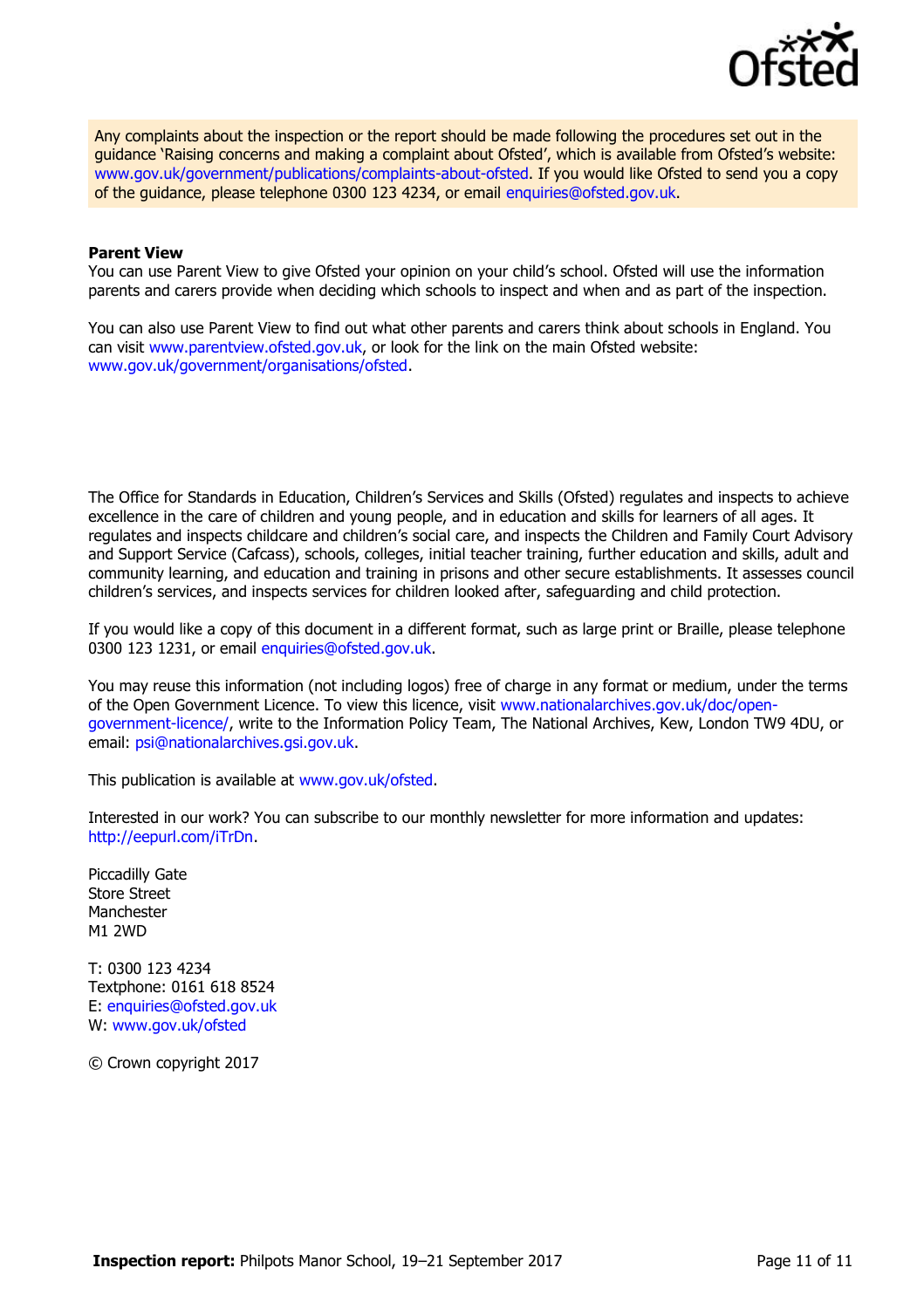Any complaints about the inspection or the report should be made following the procedures set out in the guidance 'Raising concerns and making a complaint about Ofsted', which is available from Ofsted's website: www.gov.uk/government/publications/complaints-about-ofsted. If you would like Ofsted to send you a copy of the guidance, please telephone 0300 123 4234, or email enquiries@ofsted.gov.uk.

**Parent View**

You can use Parent View to give Ofsted your opinion on your child's school. Ofsted will use the information parents and carers provide when deciding which schools to inspect and when and as part of the inspection.

You can also use Parent View to find out what other parents and carers think about schools in England. You can visit www.parentview.ofsted.gov.uk, or look for the link on the main Ofsted website: www.gov.uk/government/organisations/ofsted.

The Office for Standards in Education, Children's Services and Skills (Ofsted) regulates and inspects to achieve excellence in the care of children and young people, and in education and skills for learners of all ages. It regulates and inspects childcare and children's social care, and inspects the Children and Family Court Advisory and Support Service (Cafcass), schools, colleges, initial teacher training, further education and skills, adult and community learning, and education and training in prisons and other secure establishments. It assesses council children's services, and inspects services for children looked after, safeguarding and child protection.

If you would like a copy of this document in a different format, such as large print or Braille, please telephone 0300 123 1231, or email enquiries@ofsted.gov.uk.

You may reuse this information (not including logos) free of charge in any format or medium, under the terms of the Open Government Licence. To view this licence, visit www.nationalarchives.gov.uk/doc/open-government-licence/, write to the Information Policy Team, The National Archives, Kew, London TW9 4DU, or email: psi@nationalarchives.gsi.gov.uk.

This publication is available at www.gov.uk/ofsted.

Interested in our work? You can subscribe to our monthly newsletter for more information and updates: http://eepurl.com/iTrDn.

Piccadilly Gate
Store Street
Manchester
M1 2WD

T: 0300 123 4234
Textphone: 0161 618 8524
E: enquiries@ofsted.gov.uk
W: www.gov.uk/ofsted

© Crown copyright 2017